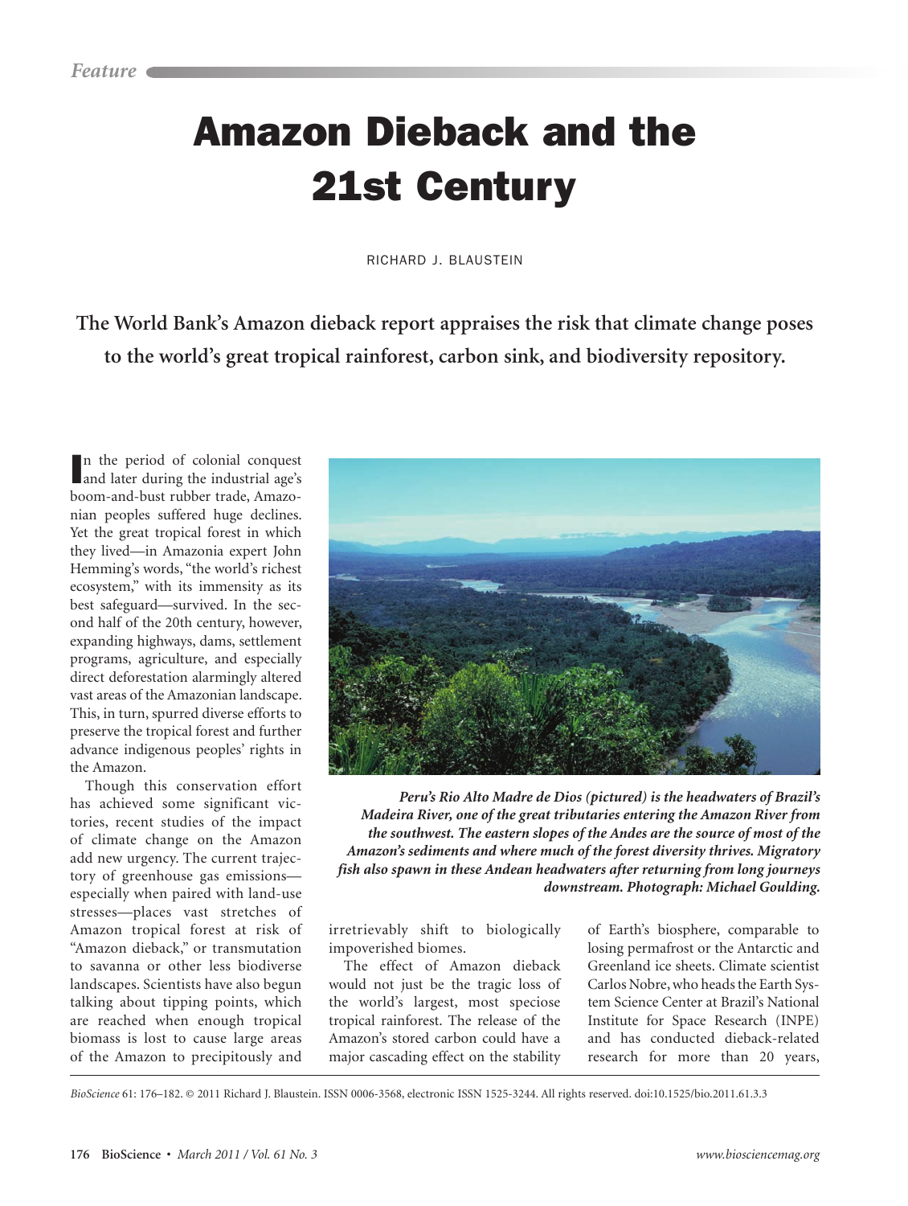*Feature*

# Amazon Dieback and the 21st Century

RICHARD J. BLAUSTEIN

**The World Bank's Amazon dieback report appraises the risk that climate change poses to the world's great tropical rainforest, carbon sink, and biodiversity repository.**

In the period of colonial conquest and later during the industrial age's boom-and-bust rubber trade, Amazonian peoples suffered huge declines. Yet the great tropical forest in which they lived—in Amazonia expert John Hemming's words, "the world's richest ecosystem," with its immensity as its best safeguard—survived. In the second half of the 20th century, however, expanding highways, dams, settlement programs, agriculture, and especially direct deforestation alarmingly altered vast areas of the Amazonian landscape. This, in turn, spurred diverse efforts to preserve the tropical forest and further advance indigenous peoples' rights in the Amazon.

Though this conservation effort has achieved some significant victories, recent studies of the impact of climate change on the Amazon add new urgency. The current trajectory of greenhouse gas emissions—especially when paired with land-use stresses—places vast stretches of Amazon tropical forest at risk of "Amazon dieback," or transmutation to savanna or other less biodiverse landscapes. Scientists have also begun talking about tipping points, which are reached when enough tropical biomass is lost to cause large areas of the Amazon to precipitously and irretrievably shift to biologically impoverished biomes.

***Peru's Rio Alto Madre de Dios (pictured) is the headwaters of Brazil's Madeira River, one of the great tributaries entering the Amazon River from the southwest. The eastern slopes of the Andes are the source of most of the Amazon's sediments and where much of the forest diversity thrives. Migratory fish also spawn in these Andean headwaters after returning from long journeys downstream. Photograph: Michael Goulding.***

The effect of Amazon dieback would not just be the tragic loss of the world's largest, most speciose tropical rainforest. The release of the Amazon's stored carbon could have a major cascading effect on the stability of Earth's biosphere, comparable to losing permafrost or the Antarctic and Greenland ice sheets. Climate scientist Carlos Nobre, who heads the Earth System Science Center at Brazil's National Institute for Space Research (INPE) and has conducted dieback-related research for more than 20 years,

*BioScience* 61: 176–182. © 2011 Richard J. Blaustein. ISSN 0006-3568, electronic ISSN 1525-3244. All rights reserved. doi:10.1525/bio.2011.61.3.3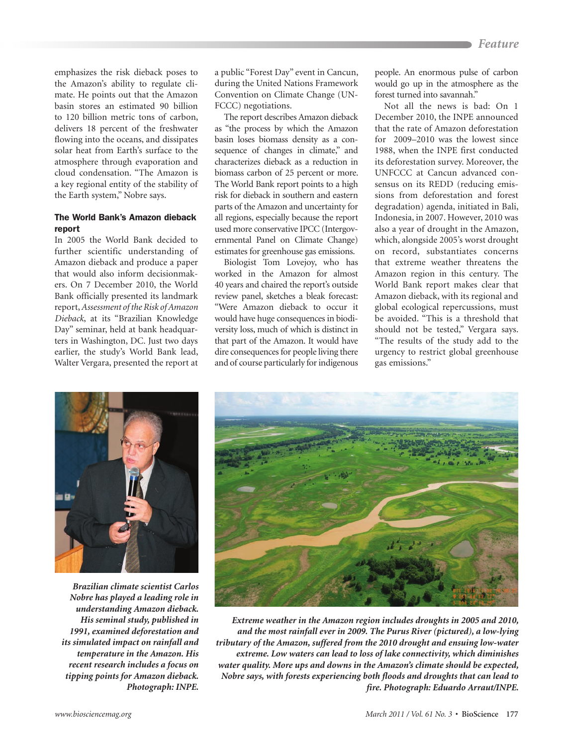emphasizes the risk dieback poses to the Amazon's ability to regulate climate. He points out that the Amazon basin stores an estimated 90 billion to 120 billion metric tons of carbon, delivers 18 percent of the freshwater flowing into the oceans, and dissipates solar heat from Earth's surface to the atmosphere through evaporation and cloud condensation. "The Amazon is a key regional entity of the stability of the Earth system," Nobre says.

### The World Bank's Amazon dieback report

In 2005 the World Bank decided to further scientific understanding of Amazon dieback and produce a paper that would also inform decisionmakers. On 7 December 2010, the World Bank officially presented its landmark report, *Assessment of the Risk of Amazon Dieback*, at its "Brazilian Knowledge Day" seminar, held at bank headquarters in Washington, DC. Just two days earlier, the study's World Bank lead, Walter Vergara, presented the report at a public "Forest Day" event in Cancun, during the United Nations Framework Convention on Climate Change (UNFCCC) negotiations.

The report describes Amazon dieback as "the process by which the Amazon basin loses biomass density as a consequence of changes in climate," and characterizes dieback as a reduction in biomass carbon of 25 percent or more. The World Bank report points to a high risk for dieback in southern and eastern parts of the Amazon and uncertainty for all regions, especially because the report used more conservative IPCC (Intergovernmental Panel on Climate Change) estimates for greenhouse gas emissions.

Biologist Tom Lovejoy, who has worked in the Amazon for almost 40 years and chaired the report's outside review panel, sketches a bleak forecast: "Were Amazon dieback to occur it would have huge consequences in biodiversity loss, much of which is distinct in that part of the Amazon. It would have dire consequences for people living there and of course particularly for indigenous people. An enormous pulse of carbon would go up in the atmosphere as the forest turned into savannah."

Not all the news is bad: On 1 December 2010, the INPE announced that the rate of Amazon deforestation for 2009–2010 was the lowest since 1988, when the INPE first conducted its deforestation survey. Moreover, the UNFCCC at Cancun advanced consensus on its REDD (reducing emissions from deforestation and forest degradation) agenda, initiated in Bali, Indonesia, in 2007. However, 2010 was also a year of drought in the Amazon, which, alongside 2005's worst drought on record, substantiates concerns that extreme weather threatens the Amazon region in this century. The World Bank report makes clear that Amazon dieback, with its regional and global ecological repercussions, must be avoided. "This is a threshold that should not be tested," Vergara says. "The results of the study add to the urgency to restrict global greenhouse gas emissions."

***Brazilian climate scientist Carlos Nobre has played a leading role in understanding Amazon dieback. His seminal study, published in 1991, examined deforestation and its simulated impact on rainfall and temperature in the Amazon. His recent research includes a focus on tipping points for Amazon dieback. Photograph: INPE.***

***Extreme weather in the Amazon region includes droughts in 2005 and 2010, and the most rainfall ever in 2009. The Purus River (pictured), a low-lying tributary of the Amazon, suffered from the 2010 drought and ensuing low-water extreme. Low waters can lead to loss of lake connectivity, which diminishes water quality. More ups and downs in the Amazon's climate should be expected, Nobre says, with forests experiencing both floods and droughts that can lead to fire. Photograph: Eduardo Arraut/INPE.***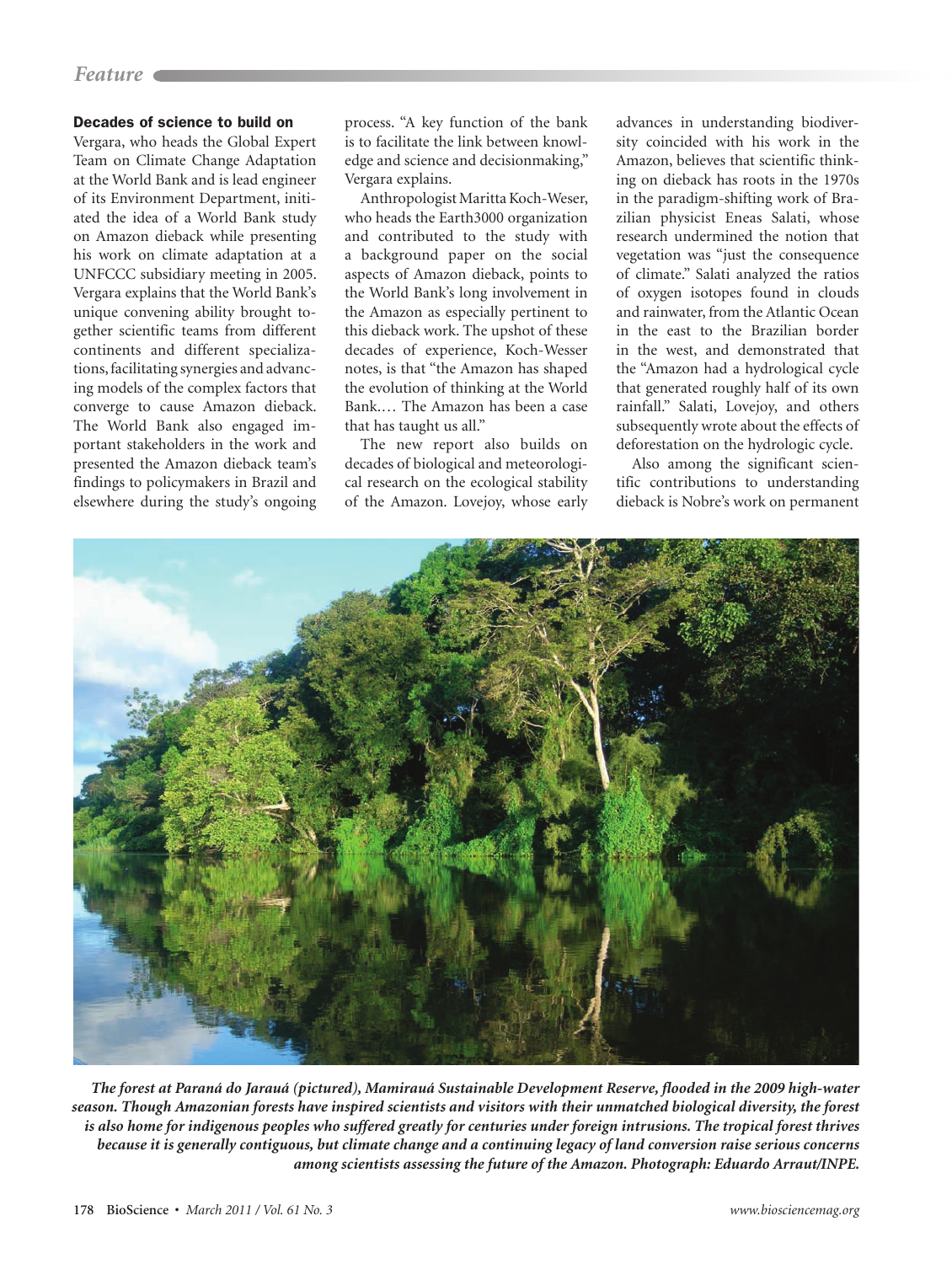### Decades of science to build on

Vergara, who heads the Global Expert Team on Climate Change Adaptation at the World Bank and is lead engineer of its Environment Department, initiated the idea of a World Bank study on Amazon dieback while presenting his work on climate adaptation at a UNFCCC subsidiary meeting in 2005. Vergara explains that the World Bank's unique convening ability brought together scientific teams from different continents and different specializations, facilitating synergies and advancing models of the complex factors that converge to cause Amazon dieback. The World Bank also engaged important stakeholders in the work and presented the Amazon dieback team's findings to policymakers in Brazil and elsewhere during the study's ongoing process. "A key function of the bank is to facilitate the link between knowledge and science and decisionmaking," Vergara explains.

Anthropologist Maritta Koch-Weser, who heads the Earth3000 organization and contributed to the study with a background paper on the social aspects of Amazon dieback, points to the World Bank's long involvement in the Amazon as especially pertinent to this dieback work. The upshot of these decades of experience, Koch-Wesser notes, is that "the Amazon has shaped the evolution of thinking at the World Bank.… The Amazon has been a case that has taught us all."

The new report also builds on decades of biological and meteorological research on the ecological stability of the Amazon. Lovejoy, whose early advances in understanding biodiversity coincided with his work in the Amazon, believes that scientific thinking on dieback has roots in the 1970s in the paradigm-shifting work of Brazilian physicist Eneas Salati, whose research undermined the notion that vegetation was "just the consequence of climate." Salati analyzed the ratios of oxygen isotopes found in clouds and rainwater, from the Atlantic Ocean in the east to the Brazilian border in the west, and demonstrated that the "Amazon had a hydrological cycle that generated roughly half of its own rainfall." Salati, Lovejoy, and others subsequently wrote about the effects of deforestation on the hydrologic cycle.

Also among the significant scientific contributions to understanding dieback is Nobre's work on permanent

*The forest at Paraná do Jarauá (pictured), Mamirauá Sustainable Development Reserve, flooded in the 2009 high-water season. Though Amazonian forests have inspired scientists and visitors with their unmatched biological diversity, the forest is also home for indigenous peoples who suffered greatly for centuries under foreign intrusions. The tropical forest thrives because it is generally contiguous, but climate change and a continuing legacy of land conversion raise serious concerns among scientists assessing the future of the Amazon. Photograph: Eduardo Arraut/INPE.*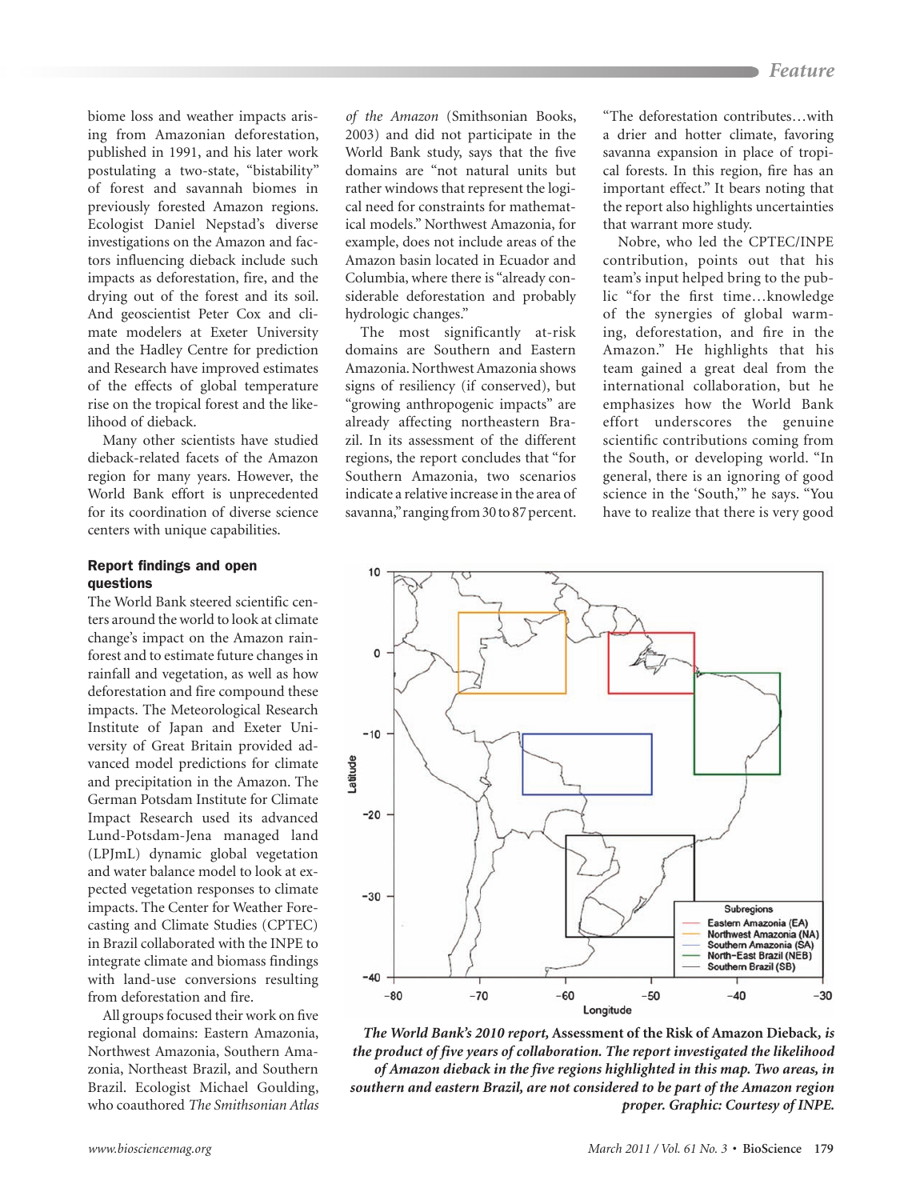biome loss and weather impacts arising from Amazonian deforestation, published in 1991, and his later work postulating a two-state, "bistability" of forest and savannah biomes in previously forested Amazon regions. Ecologist Daniel Nepstad's diverse investigations on the Amazon and factors influencing dieback include such impacts as deforestation, fire, and the drying out of the forest and its soil. And geoscientist Peter Cox and climate modelers at Exeter University and the Hadley Centre for prediction and Research have improved estimates of the effects of global temperature rise on the tropical forest and the likelihood of dieback.

Many other scientists have studied dieback-related facets of the Amazon region for many years. However, the World Bank effort is unprecedented for its coordination of diverse science centers with unique capabilities.

#### Report findings and open questions

The World Bank steered scientific centers around the world to look at climate change's impact on the Amazon rainforest and to estimate future changes in rainfall and vegetation, as well as how deforestation and fire compound these impacts. The Meteorological Research Institute of Japan and Exeter University of Great Britain provided advanced model predictions for climate and precipitation in the Amazon. The German Potsdam Institute for Climate Impact Research used its advanced Lund-Potsdam-Jena managed land (LPJmL) dynamic global vegetation and water balance model to look at expected vegetation responses to climate impacts. The Center for Weather Forecasting and Climate Studies (CPTEC) in Brazil collaborated with the INPE to integrate climate and biomass findings with land-use conversions resulting from deforestation and fire.

All groups focused their work on five regional domains: Eastern Amazonia, Northwest Amazonia, Southern Amazonia, Northeast Brazil, and Southern Brazil. Ecologist Michael Goulding, who coauthored *The Smithsonian Atlas of the Amazon* (Smithsonian Books, 2003) and did not participate in the World Bank study, says that the five domains are "not natural units but rather windows that represent the logical need for constraints for mathematical models." Northwest Amazonia, for example, does not include areas of the Amazon basin located in Ecuador and Columbia, where there is "already considerable deforestation and probably hydrologic changes."

The most significantly at-risk domains are Southern and Eastern Amazonia. Northwest Amazonia shows signs of resiliency (if conserved), but "growing anthropogenic impacts" are already affecting northeastern Brazil. In its assessment of the different regions, the report concludes that "for Southern Amazonia, two scenarios indicate a relative increase in the area of savanna," ranging from 30 to 87 percent. "The deforestation contributes…with a drier and hotter climate, favoring savanna expansion in place of tropical forests. In this region, fire has an important effect." It bears noting that the report also highlights uncertainties that warrant more study.

Nobre, who led the CPTEC/INPE contribution, points out that his team's input helped bring to the public "for the first time…knowledge of the synergies of global warming, deforestation, and fire in the Amazon." He highlights that his team gained a great deal from the international collaboration, but he emphasizes how the World Bank effort underscores the genuine scientific contributions coming from the South, or developing world. "In general, there is an ignoring of good science in the 'South,'" he says. "You have to realize that there is very good

Latitude
10
0
−10
−20
−30
−40
Longitude
−80
−70
−60
−50
−40
−30
Subregions
Eastern Amazonia (EA)
Northwest Amazonia (NA)
Southern Amazonia (SA)
North-East Brazil (NEB)
Southern Brazil (SB)

***The World Bank's 2010 report,* Assessment of the Risk of Amazon Dieback*, is the product of five years of collaboration. The report investigated the likelihood of Amazon dieback in the five regions highlighted in this map. Two areas, in southern and eastern Brazil, are not considered to be part of the Amazon region proper. Graphic: Courtesy of INPE.***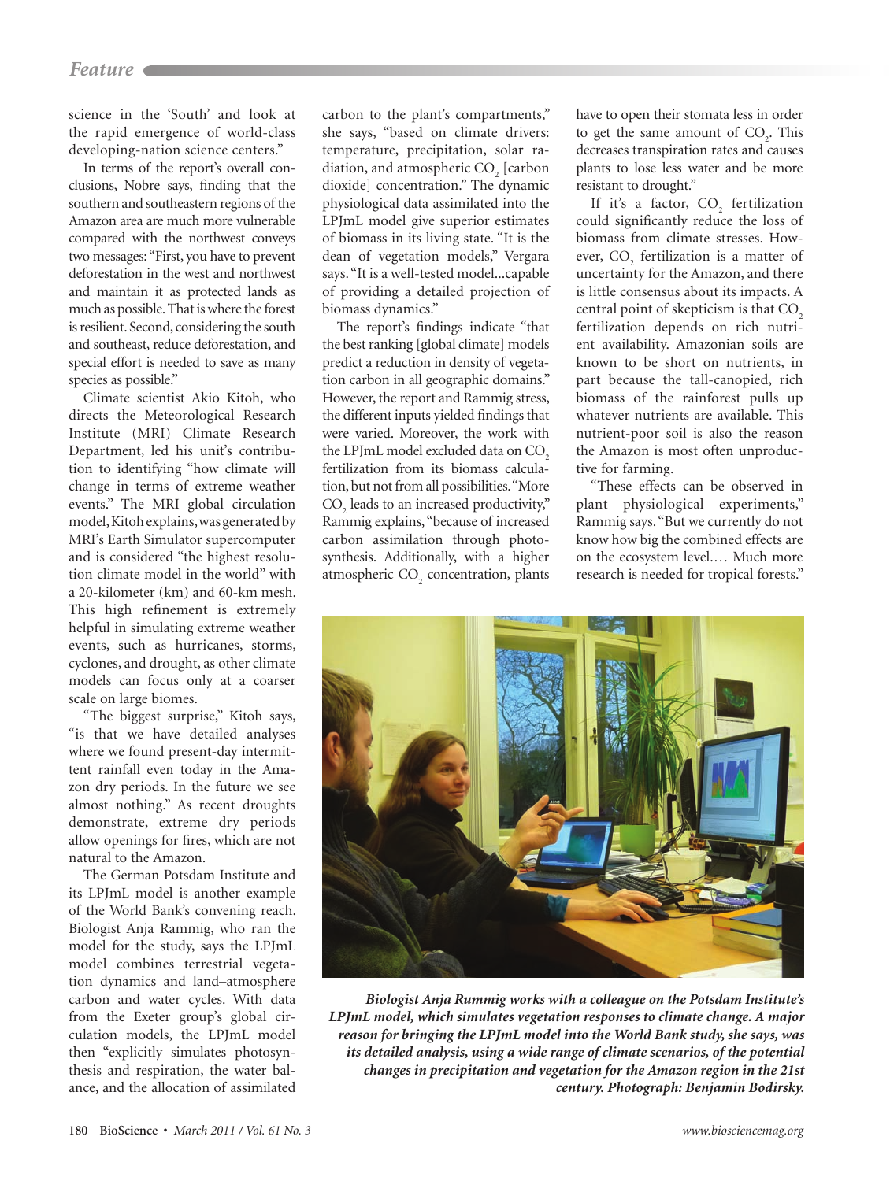science in the 'South' and look at the rapid emergence of world-class developing-nation science centers."

In terms of the report's overall conclusions, Nobre says, finding that the southern and southeastern regions of the Amazon area are much more vulnerable compared with the northwest conveys two messages: "First, you have to prevent deforestation in the west and northwest and maintain it as protected lands as much as possible. That is where the forest is resilient. Second, considering the south and southeast, reduce deforestation, and special effort is needed to save as many species as possible."

Climate scientist Akio Kitoh, who directs the Meteorological Research Institute (MRI) Climate Research Department, led his unit's contribution to identifying "how climate will change in terms of extreme weather events." The MRI global circulation model, Kitoh explains, was generated by MRI's Earth Simulator supercomputer and is considered "the highest resolution climate model in the world" with a 20-kilometer (km) and 60-km mesh. This high refinement is extremely helpful in simulating extreme weather events, such as hurricanes, storms, cyclones, and drought, as other climate models can focus only at a coarser scale on large biomes.

"The biggest surprise," Kitoh says, "is that we have detailed analyses where we found present-day intermittent rainfall even today in the Amazon dry periods. In the future we see almost nothing." As recent droughts demonstrate, extreme dry periods allow openings for fires, which are not natural to the Amazon.

The German Potsdam Institute and its LPJmL model is another example of the World Bank's convening reach. Biologist Anja Rammig, who ran the model for the study, says the LPJmL model combines terrestrial vegetation dynamics and land–atmosphere carbon and water cycles. With data from the Exeter group's global circulation models, the LPJmL model then "explicitly simulates photosynthesis and respiration, the water balance, and the allocation of assimilated carbon to the plant's compartments," she says, "based on climate drivers: temperature, precipitation, solar radiation, and atmospheric $CO_2$ [carbon dioxide] concentration." The dynamic physiological data assimilated into the LPJmL model give superior estimates of biomass in its living state. "It is the dean of vegetation models," Vergara says. "It is a well-tested model...capable of providing a detailed projection of biomass dynamics."

The report's findings indicate "that the best ranking [global climate] models predict a reduction in density of vegetation carbon in all geographic domains." However, the report and Rammig stress, the different inputs yielded findings that were varied. Moreover, the work with the LPJmL model excluded data on $CO_2$ fertilization from its biomass calculation, but not from all possibilities. "More $CO_2$ leads to an increased productivity," Rammig explains, "because of increased carbon assimilation through photosynthesis. Additionally, with a higher atmospheric $CO_2$ concentration, plants have to open their stomata less in order to get the same amount of $CO_2$. This decreases transpiration rates and causes plants to lose less water and be more resistant to drought."

If it's a factor, $CO_2$ fertilization could significantly reduce the loss of biomass from climate stresses. However, $CO_2$ fertilization is a matter of uncertainty for the Amazon, and there is little consensus about its impacts. A central point of skepticism is that $CO_2$ fertilization depends on rich nutrient availability. Amazonian soils are known to be short on nutrients, in part because the tall-canopied, rich biomass of the rainforest pulls up whatever nutrients are available. This nutrient-poor soil is also the reason the Amazon is most often unproductive for farming.

"These effects can be observed in plant physiological experiments," Rammig says. "But we currently do not know how big the combined effects are on the ecosystem level.… Much more research is needed for tropical forests."

***Biologist Anja Rummig works with a colleague on the Potsdam Institute's LPJmL model, which simulates vegetation responses to climate change. A major reason for bringing the LPJmL model into the World Bank study, she says, was its detailed analysis, using a wide range of climate scenarios, of the potential changes in precipitation and vegetation for the Amazon region in the 21st century. Photograph: Benjamin Bodirsky.***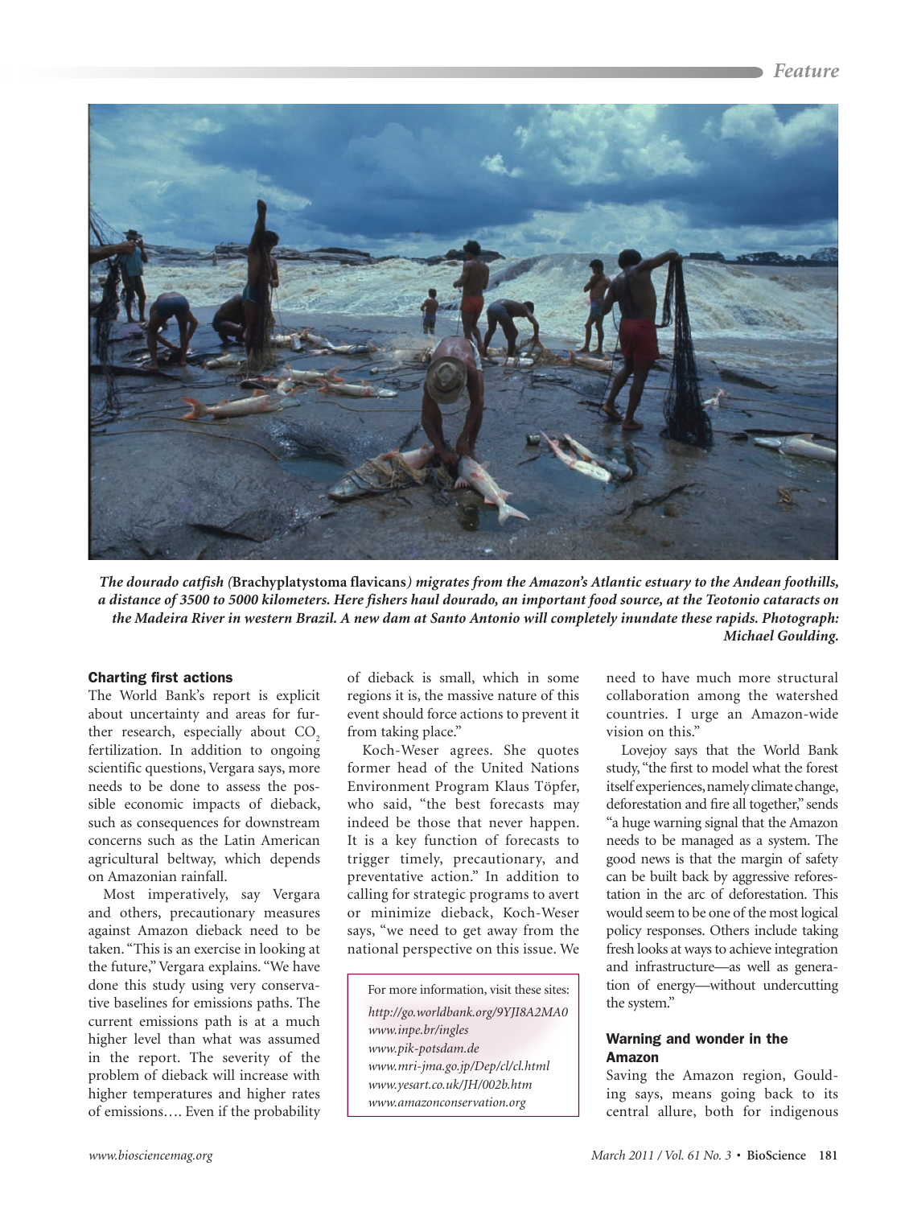*The dourado catfish (***Brachyplatystoma flavicans***) migrates from the Amazon's Atlantic estuary to the Andean foothills, a distance of 3500 to 5000 kilometers. Here fishers haul dourado, an important food source, at the Teotonio cataracts on the Madeira River in western Brazil. A new dam at Santo Antonio will completely inundate these rapids. Photograph: Michael Goulding.*

### Charting first actions

The World Bank's report is explicit about uncertainty and areas for further research, especially about $CO_2$ fertilization. In addition to ongoing scientific questions, Vergara says, more needs to be done to assess the possible economic impacts of dieback, such as consequences for downstream concerns such as the Latin American agricultural beltway, which depends on Amazonian rainfall.

Most imperatively, say Vergara and others, precautionary measures against Amazon dieback need to be taken. "This is an exercise in looking at the future," Vergara explains. "We have done this study using very conservative baselines for emissions paths. The current emissions path is at a much higher level than what was assumed in the report. The severity of the problem of dieback will increase with higher temperatures and higher rates of emissions…. Even if the probability of dieback is small, which in some regions it is, the massive nature of this event should force actions to prevent it from taking place."

Koch-Weser agrees. She quotes former head of the United Nations Environment Program Klaus Töpfer, who said, "the best forecasts may indeed be those that never happen. It is a key function of forecasts to trigger timely, precautionary, and preventative action." In addition to calling for strategic programs to avert or minimize dieback, Koch-Weser says, "we need to get away from the national perspective on this issue. We need to have much more structural collaboration among the watershed countries. I urge an Amazon-wide vision on this."

Lovejoy says that the World Bank study, "the first to model what the forest itself experiences, namely climate change, deforestation and fire all together," sends "a huge warning signal that the Amazon needs to be managed as a system. The good news is that the margin of safety can be built back by aggressive reforestation in the arc of deforestation. This would seem to be one of the most logical policy responses. Others include taking fresh looks at ways to achieve integration and infrastructure—as well as generation of energy—without undercutting the system."

For more information, visit these sites:

*http://go.worldbank.org/9YJI8A2MA0*
*www.inpe.br/ingles*
*www.pik-potsdam.de*
*www.mri-jma.go.jp/Dep/cl/cl.html*
*www.yesart.co.uk/JH/002b.htm*
*www.amazonconservation.org*

### Warning and wonder in the Amazon

Saving the Amazon region, Goulding says, means going back to its central allure, both for indigenous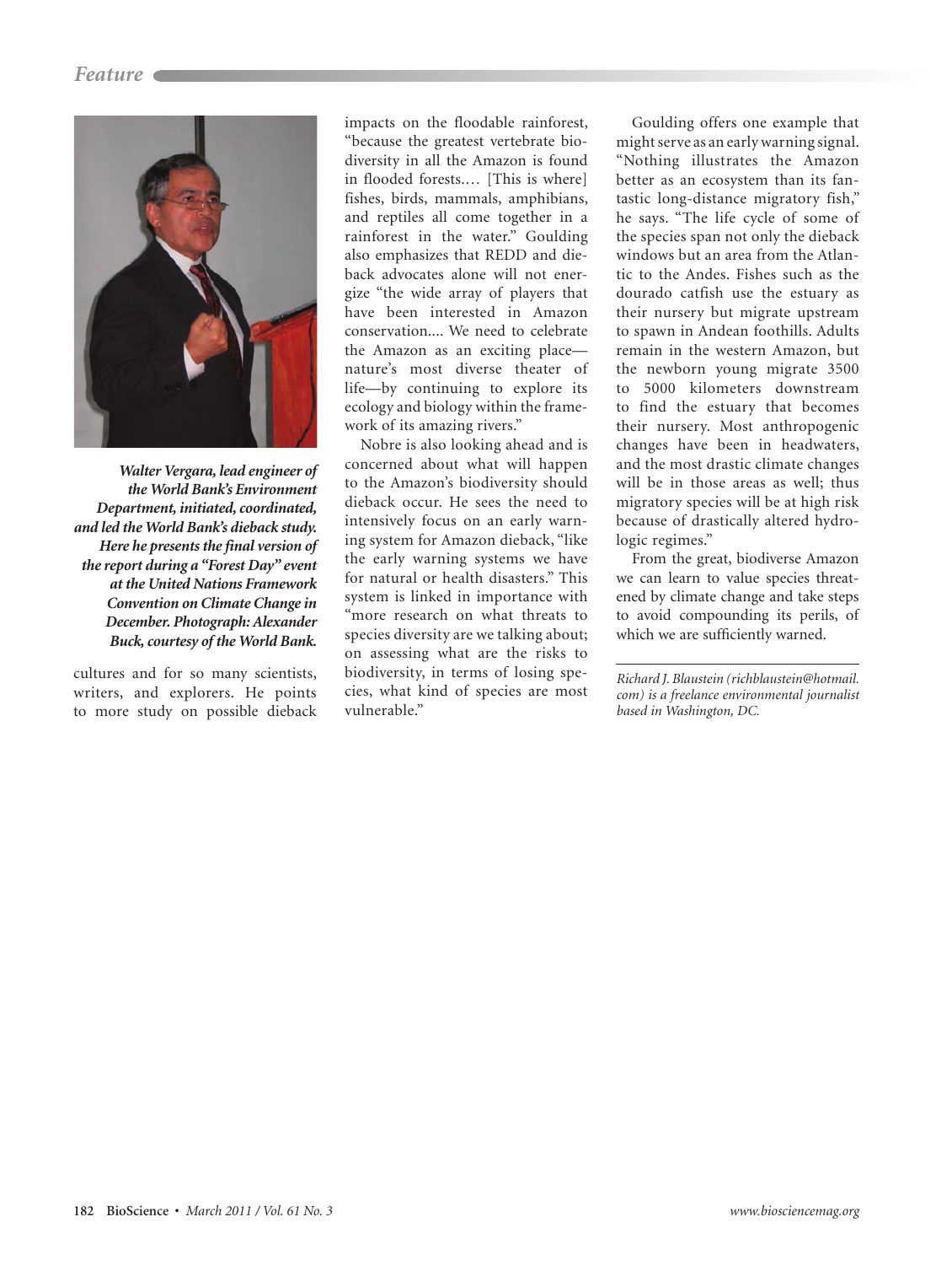*Walter Vergara, lead engineer of the World Bank's Environment Department, initiated, coordinated, and led the World Bank's dieback study. Here he presents the final version of the report during a "Forest Day" event at the United Nations Framework Convention on Climate Change in December. Photograph: Alexander Buck, courtesy of the World Bank.*

cultures and for so many scientists, writers, and explorers. He points to more study on possible dieback impacts on the floodable rainforest, "because the greatest vertebrate biodiversity in all the Amazon is found in flooded forests.… [This is where] fishes, birds, mammals, amphibians, and reptiles all come together in a rainforest in the water." Goulding also emphasizes that REDD and dieback advocates alone will not energize "the wide array of players that have been interested in Amazon conservation.... We need to celebrate the Amazon as an exciting place—nature's most diverse theater of life—by continuing to explore its ecology and biology within the framework of its amazing rivers."

Nobre is also looking ahead and is concerned about what will happen to the Amazon's biodiversity should dieback occur. He sees the need to intensively focus on an early warning system for Amazon dieback, "like the early warning systems we have for natural or health disasters." This system is linked in importance with "more research on what threats to species diversity are we talking about; on assessing what are the risks to biodiversity, in terms of losing species, what kind of species are most vulnerable."

Goulding offers one example that might serve as an early warning signal. "Nothing illustrates the Amazon better as an ecosystem than its fantastic long-distance migratory fish," he says. "The life cycle of some of the species span not only the dieback windows but an area from the Atlantic to the Andes. Fishes such as the dourado catfish use the estuary as their nursery but migrate upstream to spawn in Andean foothills. Adults remain in the western Amazon, but the newborn young migrate 3500 to 5000 kilometers downstream to find the estuary that becomes their nursery. Most anthropogenic changes have been in headwaters, and the most drastic climate changes will be in those areas as well; thus migratory species will be at high risk because of drastically altered hydrologic regimes."

From the great, biodiverse Amazon we can learn to value species threatened by climate change and take steps to avoid compounding its perils, of which we are sufficiently warned.

---

*Richard J. Blaustein (richblaustein@hotmail.com) is a freelance environmental journalist based in Washington, DC.*